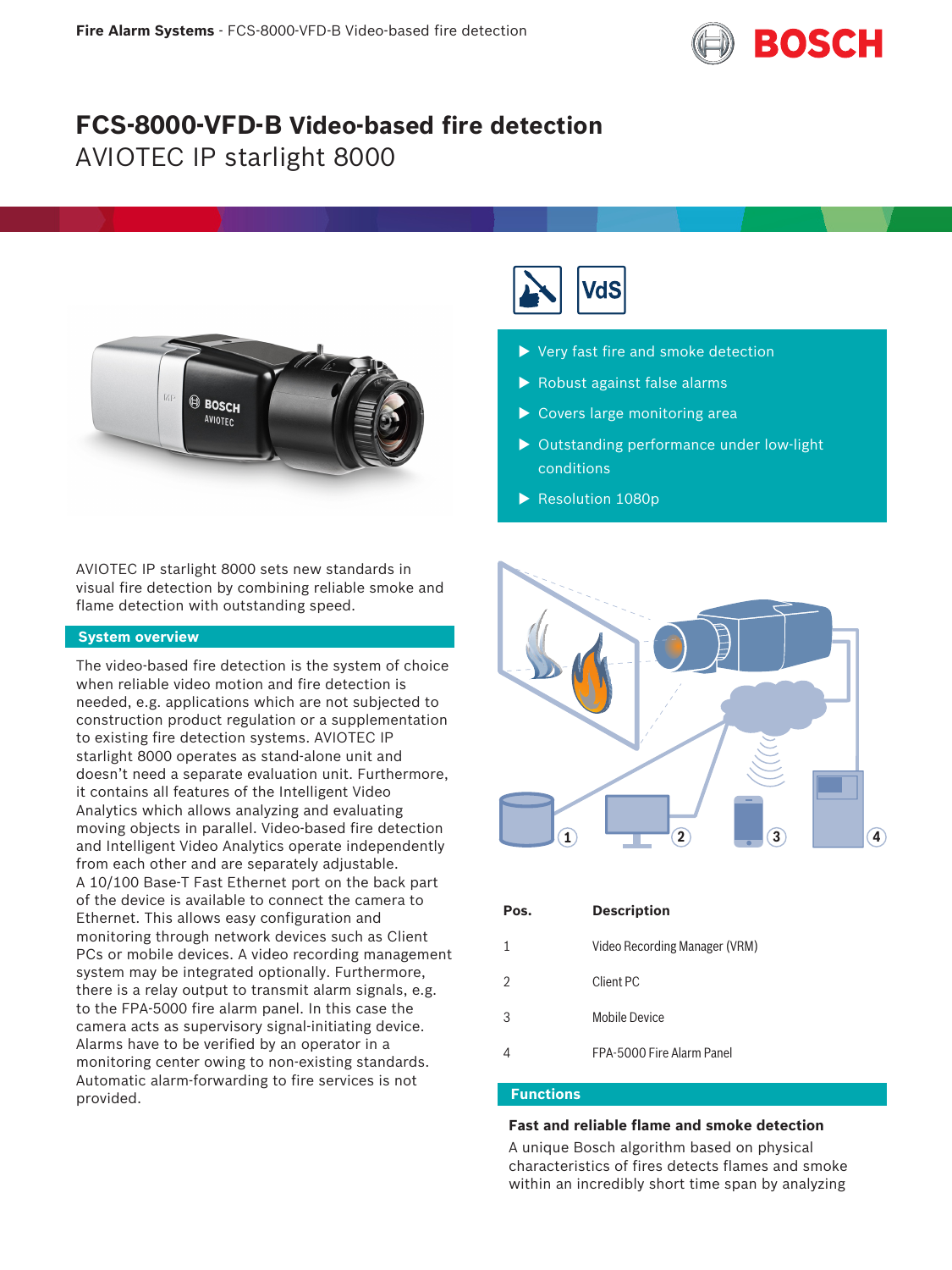# FCS-8000-VFD-B Video-based fire detection

AVIOTEC IP starlight 8000

- Very fast fire and smoke detection
- Robust against false alarms
- Covers large monitoring area
- Outstanding performance under low-light conditions
- Resolution 1080p

AVIOTEC IP starlight 8000 sets new standards in visual fire detection by combining reliable smoke and flame detection with outstanding speed.

## System overview

The video-based fire detection is the system of choice when reliable video motion and fire detection is needed, e.g. applications which are not subjected to construction product regulation or a supplementation to existing fire detection systems. AVIOTEC IP starlight 8000 operates as stand-alone unit and doesn't need a separate evaluation unit. Furthermore, it contains all features of the Intelligent Video Analytics which allows analyzing and evaluating moving objects in parallel. Video-based fire detection and Intelligent Video Analytics operate independently from each other and are separately adjustable.
A 10/100 Base-T Fast Ethernet port on the back part of the device is available to connect the camera to Ethernet. This allows easy configuration and monitoring through network devices such as Client PCs or mobile devices. A video recording management system may be integrated optionally. Furthermore, there is a relay output to transmit alarm signals, e.g. to the FPA-5000 fire alarm panel. In this case the camera acts as supervisory signal-initiating device. Alarms have to be verified by an operator in a monitoring center owing to non-existing standards. Automatic alarm-forwarding to fire services is not provided.

| Pos. | Description |
| --- | --- |
| 1 | Video Recording Manager (VRM) |
| 2 | Client PC |
| 3 | Mobile Device |
| 4 | FPA-5000 Fire Alarm Panel |

## Functions

### Fast and reliable flame and smoke detection

A unique Bosch algorithm based on physical characteristics of fires detects flames and smoke within an incredibly short time span by analyzing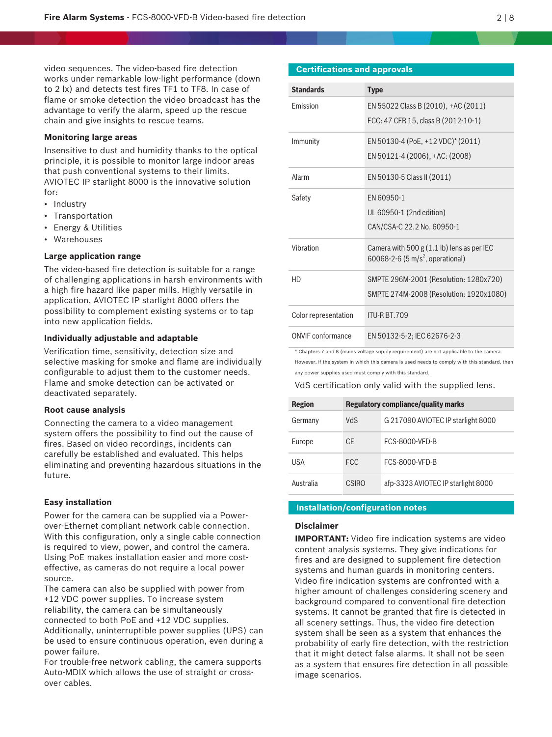video sequences. The video-based fire detection works under remarkable low-light performance (down to 2 lx) and detects test fires TF1 to TF8. In case of flame or smoke detection the video broadcast has the advantage to verify the alarm, speed up the rescue chain and give insights to rescue teams.

### Monitoring large areas

Insensitive to dust and humidity thanks to the optical principle, it is possible to monitor large indoor areas that push conventional systems to their limits. AVIOTEC IP starlight 8000 is the innovative solution for:

- Industry
- Transportation
- Energy & Utilities
- Warehouses

### Large application range

The video-based fire detection is suitable for a range of challenging applications in harsh environments with a high fire hazard like paper mills. Highly versatile in application, AVIOTEC IP starlight 8000 offers the possibility to complement existing systems or to tap into new application fields.

### Individually adjustable and adaptable

Verification time, sensitivity, detection size and selective masking for smoke and flame are individually configurable to adjust them to the customer needs. Flame and smoke detection can be activated or deactivated separately.

### Root cause analysis

Connecting the camera to a video management system offers the possibility to find out the cause of fires. Based on video recordings, incidents can carefully be established and evaluated. This helps eliminating and preventing hazardous situations in the future.

### Easy installation

Power for the camera can be supplied via a Power-over-Ethernet compliant network cable connection. With this configuration, only a single cable connection is required to view, power, and control the camera. Using PoE makes installation easier and more cost-effective, as cameras do not require a local power source.
The camera can also be supplied with power from +12 VDC power supplies. To increase system reliability, the camera can be simultaneously connected to both PoE and +12 VDC supplies. Additionally, uninterruptible power supplies (UPS) can be used to ensure continuous operation, even during a power failure.
For trouble-free network cabling, the camera supports Auto-MDIX which allows the use of straight or cross-over cables.

## Certifications and approvals

| Standards | Type |
|---|---|
| Emission | EN 55022 Class B (2010), +AC (2011)<br>FCC: 47 CFR 15, class B (2012-10-1) |
| Immunity | EN 50130-4 (PoE, +12 VDC)* (2011)<br>EN 50121-4 (2006), +AC: (2008) |
| Alarm | EN 50130-5 Class II (2011) |
| Safety | EN 60950-1<br>UL 60950-1 (2nd edition)<br>CAN/CSA-C 22.2 No. 60950-1 |
| Vibration | Camera with 500 g (1.1 lb) lens as per IEC 60068-2-6 (5 $m/s^2$, operational) |
| HD | SMPTE 296M-2001 (Resolution: 1280x720)<br>SMPTE 274M-2008 (Resolution: 1920x1080) |
| Color representation | ITU-R BT.709 |
| ONVIF conformance | EN 50132-5-2; IEC 62676-2-3 |

\* Chapters 7 and 8 (mains voltage supply requirement) are not applicable to the camera. However, if the system in which this camera is used needs to comply with this standard, then any power supplies used must comply with this standard.

VdS certification only valid with the supplied lens.

| Region | Regulatory compliance/quality marks | |
|---|---|---|
| Germany | VdS | G 217090 AVIOTEC IP starlight 8000 |
| Europe | CE | FCS-8000-VFD-B |
| USA | FCC | FCS-8000-VFD-B |
| Australia | CSIRO | afp-3323 AVIOTEC IP starlight 8000 |

## Installation/configuration notes

### Disclaimer

**IMPORTANT:** Video fire indication systems are video content analysis systems. They give indications for fires and are designed to supplement fire detection systems and human guards in monitoring centers. Video fire indication systems are confronted with a higher amount of challenges considering scenery and background compared to conventional fire detection systems. It cannot be granted that fire is detected in all scenery settings. Thus, the video fire detection system shall be seen as a system that enhances the probability of early fire detection, with the restriction that it might detect false alarms. It shall not be seen as a system that ensures fire detection in all possible image scenarios.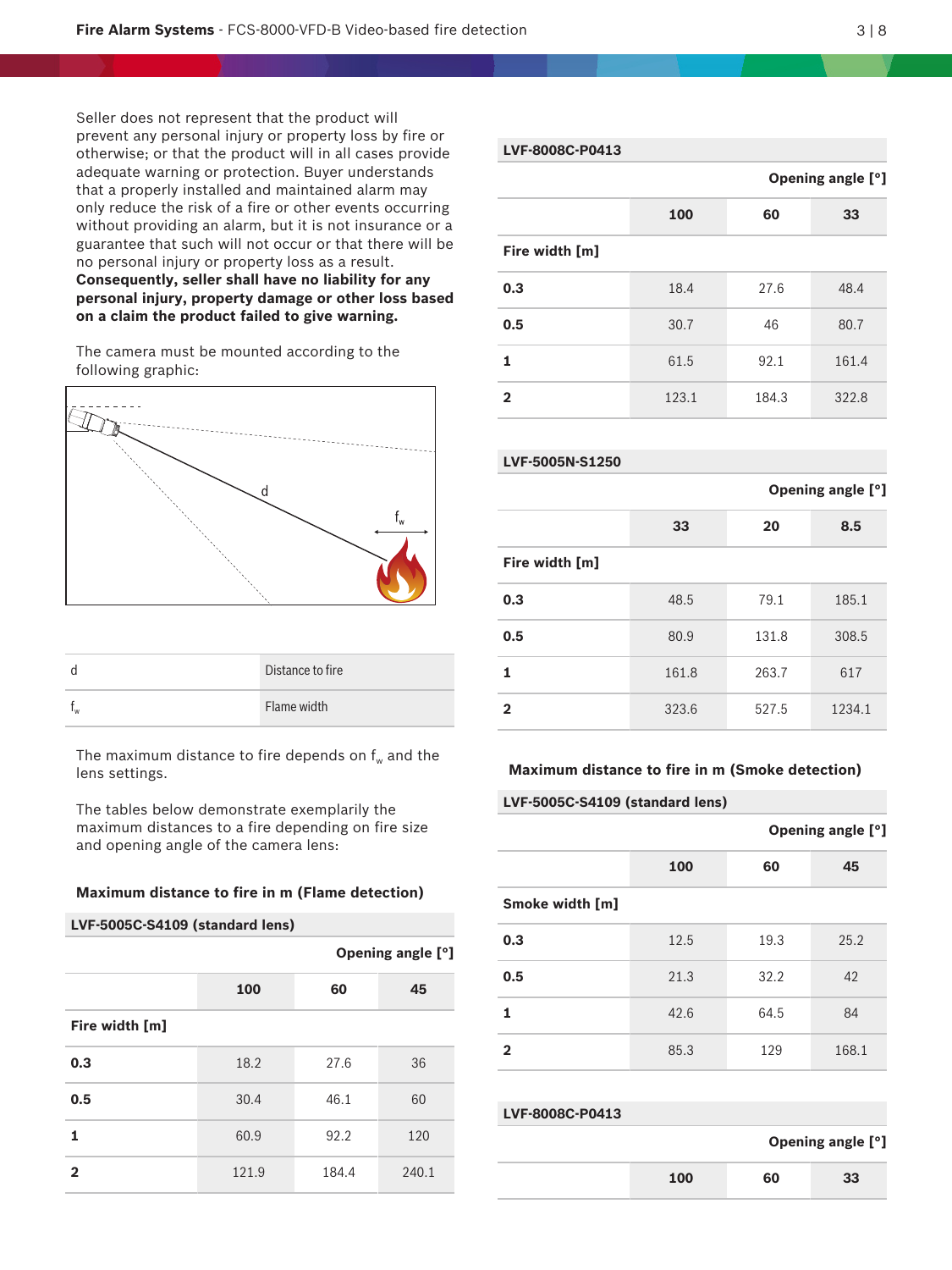Seller does not represent that the product will prevent any personal injury or property loss by fire or otherwise; or that the product will in all cases provide adequate warning or protection. Buyer understands that a properly installed and maintained alarm may only reduce the risk of a fire or other events occurring without providing an alarm, but it is not insurance or a guarantee that such will not occur or that there will be no personal injury or property loss as a result. **Consequently, seller shall have no liability for any personal injury, property damage or other loss based on a claim the product failed to give warning.**

The camera must be mounted according to the following graphic:

| | |
|---|---|
| d | Distance to fire |
| $f_w$ | Flame width |

The maximum distance to fire depends on $f_w$ and the lens settings.

The tables below demonstrate exemplarily the maximum distances to a fire depending on fire size and opening angle of the camera lens:

**Maximum distance to fire in m (Flame detection)**

| LVF-5005C-S4109 (standard lens) | | | |
|---|---|---|---|
| | Opening angle [°] | | |
| | **100** | **60** | **45** |
| **Fire width [m]** | | | |
| **0.3** | 18.2 | 27.6 | 36 |
| **0.5** | 30.4 | 46.1 | 60 |
| **1** | 60.9 | 92.2 | 120 |
| **2** | 121.9 | 184.4 | 240.1 |

| LVF-8008C-P0413 | | | |
|---|---|---|---|
| | Opening angle [°] | | |
| | **100** | **60** | **33** |
| **Fire width [m]** | | | |
| **0.3** | 18.4 | 27.6 | 48.4 |
| **0.5** | 30.7 | 46 | 80.7 |
| **1** | 61.5 | 92.1 | 161.4 |
| **2** | 123.1 | 184.3 | 322.8 |

| LVF-5005N-S1250 | | | |
|---|---|---|---|
| | Opening angle [°] | | |
| | **33** | **20** | **8.5** |
| **Fire width [m]** | | | |
| **0.3** | 48.5 | 79.1 | 185.1 |
| **0.5** | 80.9 | 131.8 | 308.5 |
| **1** | 161.8 | 263.7 | 617 |
| **2** | 323.6 | 527.5 | 1234.1 |

**Maximum distance to fire in m (Smoke detection)**

| LVF-5005C-S4109 (standard lens) | | | |
|---|---|---|---|
| | Opening angle [°] | | |
| | **100** | **60** | **45** |
| **Smoke width [m]** | | | |
| **0.3** | 12.5 | 19.3 | 25.2 |
| **0.5** | 21.3 | 32.2 | 42 |
| **1** | 42.6 | 64.5 | 84 |
| **2** | 85.3 | 129 | 168.1 |

| LVF-8008C-P0413 | | | |
|---|---|---|---|
| | Opening angle [°] | | |
| | **100** | **60** | **33** |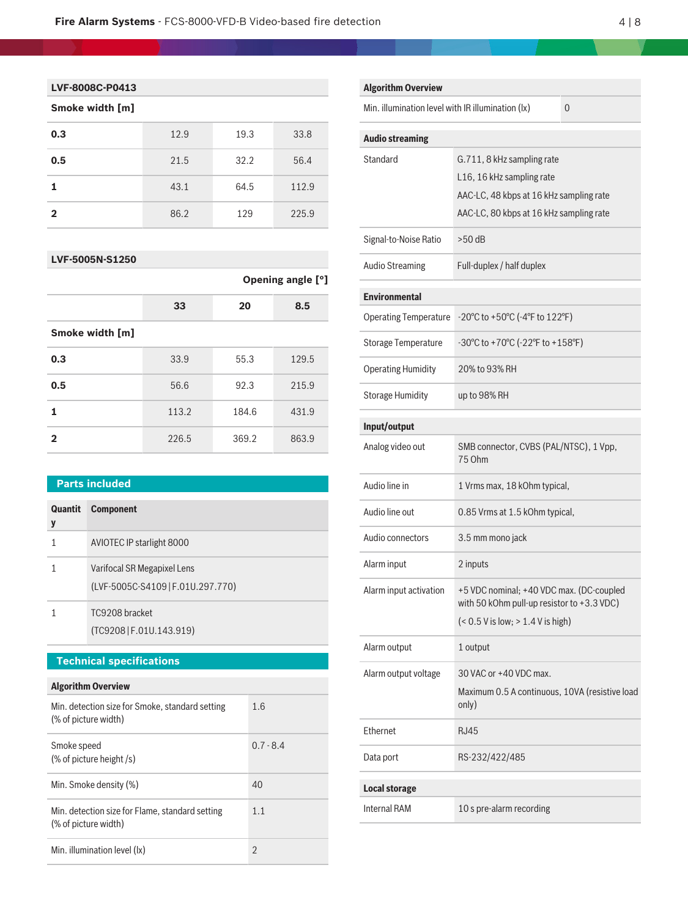| LVF-8008C-P0413 | | | |
|---|---|---|---|
| **Smoke width [m]** | | | |
| **0.3** | 12.9 | 19.3 | 33.8 |
| **0.5** | 21.5 | 32.2 | 56.4 |
| **1** | 43.1 | 64.5 | 112.9 |
| **2** | 86.2 | 129 | 225.9 |

| LVF-5005N-S1250 | | | |
|---|---|---|---|
| | | | **Opening angle [°]** |
| | **33** | **20** | **8.5** |
| **Smoke width [m]** | | | |
| **0.3** | 33.9 | 55.3 | 129.5 |
| **0.5** | 56.6 | 92.3 | 215.9 |
| **1** | 113.2 | 184.6 | 431.9 |
| **2** | 226.5 | 369.2 | 863.9 |

## Parts included

| Quantity | Component |
|---|---|
| 1 | AVIOTEC IP starlight 8000 |
| 1 | Varifocal SR Megapixel Lens<br>(LVF-5005C-S4109 \| F.01U.297.770) |
| 1 | TC9208 bracket<br>(TC9208 \| F.01U.143.919) |

## Technical specifications

| Algorithm Overview | |
|---|---|
| Min. detection size for Smoke, standard setting (% of picture width) | 1.6 |
| Smoke speed (% of picture height /s) | 0.7 - 8.4 |
| Min. Smoke density (%) | 40 |
| Min. detection size for Flame, standard setting (% of picture width) | 1.1 |
| Min. illumination level (lx) | 2 |
| Min. illumination level with IR illumination (lx) | 0 |

| Audio streaming | |
|---|---|
| Standard | G.711, 8 kHz sampling rate<br>L16, 16 kHz sampling rate<br>AAC-LC, 48 kbps at 16 kHz sampling rate<br>AAC-LC, 80 kbps at 16 kHz sampling rate |
| Signal-to-Noise Ratio | >50 dB |
| Audio Streaming | Full-duplex / half duplex |

| Environmental | |
|---|---|
| Operating Temperature | -20°C to +50°C (-4°F to 122°F) |
| Storage Temperature | -30°C to +70°C (-22°F to +158°F) |
| Operating Humidity | 20% to 93% RH |
| Storage Humidity | up to 98% RH |

| Input/output | |
|---|---|
| Analog video out | SMB connector, CVBS (PAL/NTSC), 1 Vpp, 75 Ohm |
| Audio line in | 1 Vrms max, 18 kOhm typical, |
| Audio line out | 0.85 Vrms at 1.5 kOhm typical, |
| Audio connectors | 3.5 mm mono jack |
| Alarm input | 2 inputs |
| Alarm input activation | +5 VDC nominal; +40 VDC max. (DC-coupled with 50 kOhm pull-up resistor to +3.3 VDC)<br>(< 0.5 V is low; > 1.4 V is high) |
| Alarm output | 1 output |
| Alarm output voltage | 30 VAC or +40 VDC max.<br>Maximum 0.5 A continuous, 10VA (resistive load only) |
| Ethernet | RJ45 |
| Data port | RS-232/422/485 |

| Local storage | |
|---|---|
| Internal RAM | 10 s pre-alarm recording |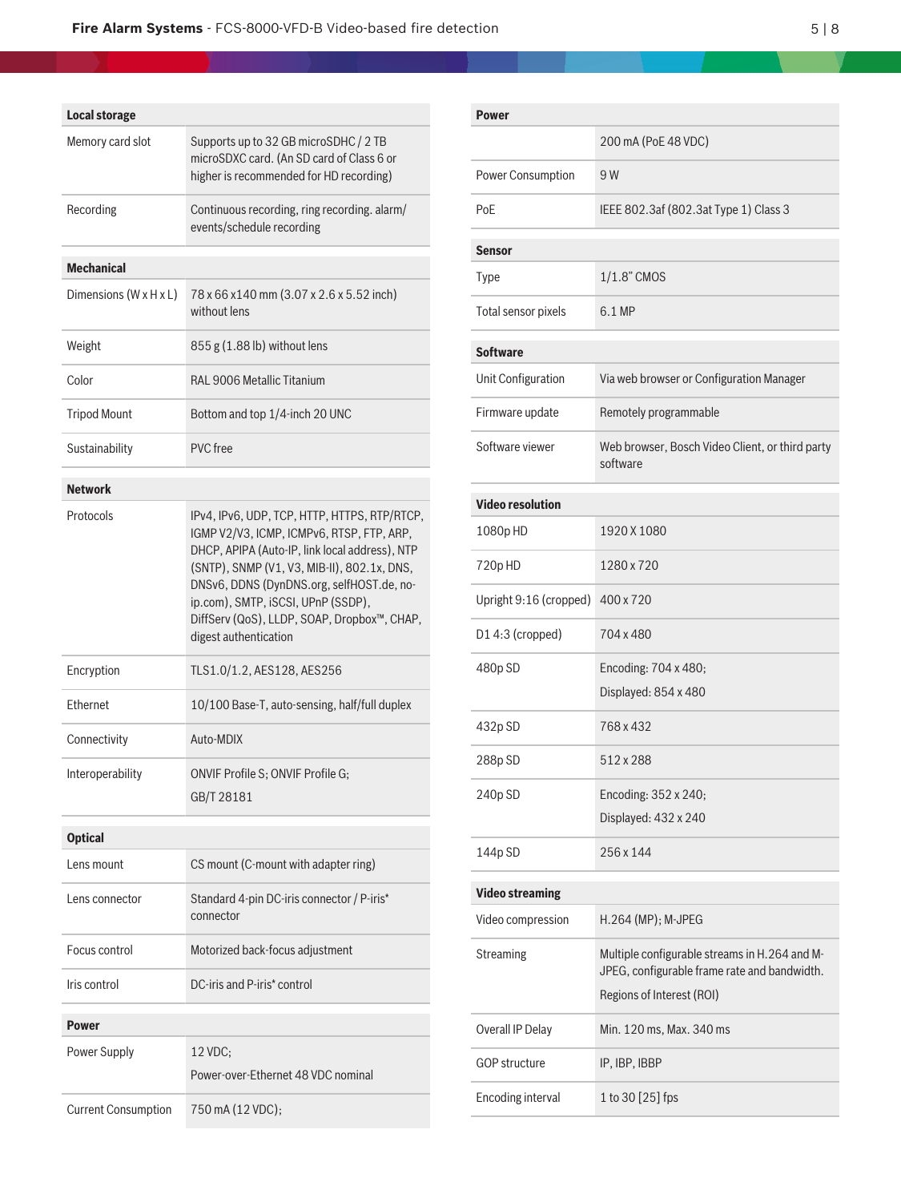| Local storage | |
|---|---|
| Memory card slot | Supports up to 32 GB microSDHC / 2 TB microSDXC card. (An SD card of Class 6 or higher is recommended for HD recording) |
| Recording | Continuous recording, ring recording. alarm/ events/schedule recording |

| Mechanical | |
|---|---|
| Dimensions (W x H x L) | 78 x 66 x140 mm (3.07 x 2.6 x 5.52 inch) without lens |
| Weight | 855 g (1.88 lb) without lens |
| Color | RAL 9006 Metallic Titanium |
| Tripod Mount | Bottom and top 1/4-inch 20 UNC |
| Sustainability | PVC free |

| Network | |
|---|---|
| Protocols | IPv4, IPv6, UDP, TCP, HTTP, HTTPS, RTP/RTCP, IGMP V2/V3, ICMP, ICMPv6, RTSP, FTP, ARP, DHCP, APIPA (Auto-IP, link local address), NTP (SNTP), SNMP (V1, V3, MIB-II), 802.1x, DNS, DNSv6, DDNS (DynDNS.org, selfHOST.de, no-ip.com), SMTP, iSCSI, UPnP (SSDP), DiffServ (QoS), LLDP, SOAP, Dropbox™, CHAP, digest authentication |
| Encryption | TLS1.0/1.2, AES128, AES256 |
| Ethernet | 10/100 Base-T, auto-sensing, half/full duplex |
| Connectivity | Auto-MDIX |
| Interoperability | ONVIF Profile S; ONVIF Profile G;<br>GB/T 28181 |

| Optical | |
|---|---|
| Lens mount | CS mount (C-mount with adapter ring) |
| Lens connector | Standard 4-pin DC-iris connector / P-iris* connector |
| Focus control | Motorized back-focus adjustment |
| Iris control | DC-iris and P-iris* control |

| Power | |
|---|---|
| Power Supply | 12 VDC;<br>Power-over-Ethernet 48 VDC nominal |
| Current Consumption | 750 mA (12 VDC); |
| | 200 mA (PoE 48 VDC) |
| Power Consumption | 9 W |
| PoE | IEEE 802.3af (802.3at Type 1) Class 3 |

| Sensor | |
|---|---|
| Type | 1/1.8" CMOS |
| Total sensor pixels | 6.1 MP |

| Software | |
|---|---|
| Unit Configuration | Via web browser or Configuration Manager |
| Firmware update | Remotely programmable |
| Software viewer | Web browser, Bosch Video Client, or third party software |

| Video resolution | |
|---|---|
| 1080p HD | 1920 X 1080 |
| 720p HD | 1280 x 720 |
| Upright 9:16 (cropped) | 400 x 720 |
| D1 4:3 (cropped) | 704 x 480 |
| 480p SD | Encoding: 704 x 480;<br>Displayed: 854 x 480 |
| 432p SD | 768 x 432 |
| 288p SD | 512 x 288 |
| 240p SD | Encoding: 352 x 240;<br>Displayed: 432 x 240 |
| 144p SD | 256 x 144 |

| Video streaming | |
|---|---|
| Video compression | H.264 (MP); M-JPEG |
| Streaming | Multiple configurable streams in H.264 and M-JPEG, configurable frame rate and bandwidth.<br>Regions of Interest (ROI) |
| Overall IP Delay | Min. 120 ms, Max. 340 ms |
| GOP structure | IP, IBP, IBBP |
| Encoding interval | 1 to 30 [25] fps |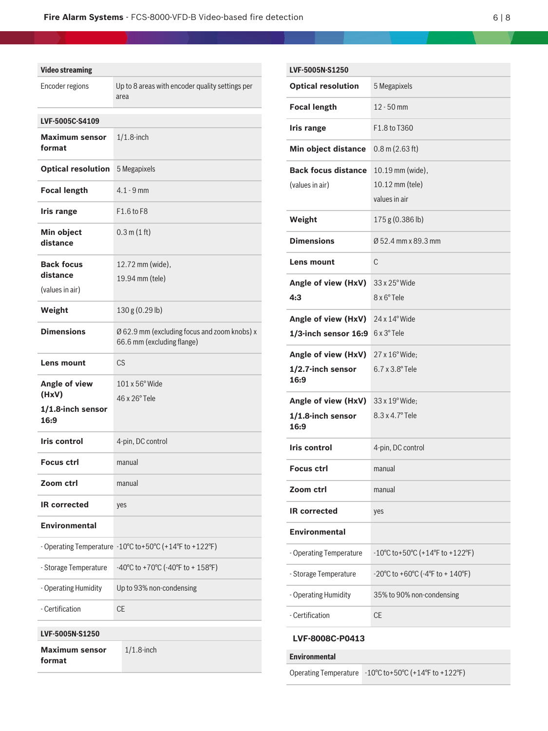| Video streaming | |
|---|---|
| Encoder regions | Up to 8 areas with encoder quality settings per area |

| LVF-5005C-S4109 | |
|---|---|
| **Maximum sensor format** | 1/1.8-inch |
| **Optical resolution** | 5 Megapixels |
| **Focal length** | 4.1 - 9 mm |
| **Iris range** | F1.6 to F8 |
| **Min object distance** | 0.3 m (1 ft) |
| **Back focus distance** (values in air) | 12.72 mm (wide), 19.94 mm (tele) |
| **Weight** | 130 g (0.29 lb) |
| **Dimensions** | Ø 62.9 mm (excluding focus and zoom knobs) x 66.6 mm (excluding flange) |
| **Lens mount** | CS |
| **Angle of view (HxV) 1/1.8-inch sensor 16:9** | 101 x 56° Wide<br>46 x 26° Tele |
| **Iris control** | 4-pin, DC control |
| **Focus ctrl** | manual |
| **Zoom ctrl** | manual |
| **IR corrected** | yes |
| **Environmental** | |
| - Operating Temperature | -10°C to+50°C (+14°F to +122°F) |
| - Storage Temperature | -40°C to +70°C (-40°F to + 158°F) |
| - Operating Humidity | Up to 93% non-condensing |
| - Certification | CE |

| LVF-5005N-S1250 | |
|---|---|
| **Maximum sensor format** | 1/1.8-inch |
| **Optical resolution** | 5 Megapixels |
| **Focal length** | 12 - 50 mm |
| **Iris range** | F1.8 to T360 |
| **Min object distance** | 0.8 m (2.63 ft) |
| **Back focus distance** (values in air) | 10.19 mm (wide), 10.12 mm (tele) values in air |
| **Weight** | 175 g (0.386 lb) |
| **Dimensions** | Ø 52.4 mm x 89.3 mm |
| **Lens mount** | C |
| **Angle of view (HxV) 4:3** | 33 x 25° Wide<br>8 x 6° Tele |
| **Angle of view (HxV) 1/3-inch sensor 16:9** | 24 x 14° Wide<br>6 x 3° Tele |
| **Angle of view (HxV) 1/2.7-inch sensor 16:9** | 27 x 16° Wide;<br>6.7 x 3.8° Tele |
| **Angle of view (HxV) 1/1.8-inch sensor 16:9** | 33 x 19° Wide;<br>8.3 x 4.7° Tele |
| **Iris control** | 4-pin, DC control |
| **Focus ctrl** | manual |
| **Zoom ctrl** | manual |
| **IR corrected** | yes |
| **Environmental** | |
| - Operating Temperature | -10°C to+50°C (+14°F to +122°F) |
| - Storage Temperature | -20°C to +60°C (-4°F to + 140°F) |
| - Operating Humidity | 35% to 90% non-condensing |
| - Certification | CE |

### LVF-8008C-P0413

| Environmental | |
|---|---|
| Operating Temperature | -10°C to+50°C (+14°F to +122°F) |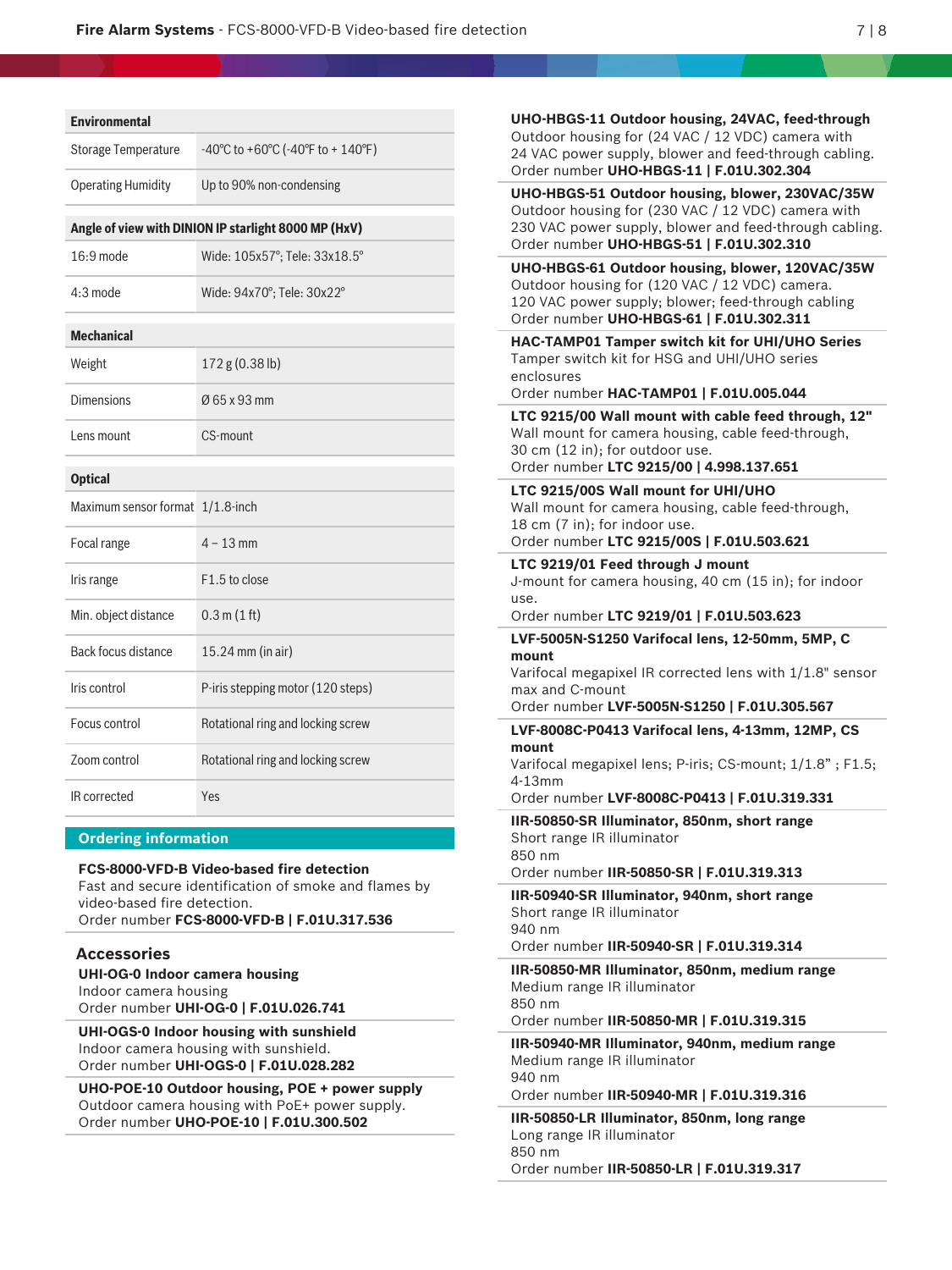| Environmental | |
|---|---|
| Storage Temperature | -40°C to +60°C (-40°F to + 140°F) |
| Operating Humidity | Up to 90% non-condensing |

| Angle of view with DINION IP starlight 8000 MP (HxV) | |
|---|---|
| 16:9 mode | Wide: 105x57°; Tele: 33x18.5° |
| 4:3 mode | Wide: 94x70°; Tele: 30x22° |

| Mechanical | |
|---|---|
| Weight | 172 g (0.38 lb) |
| Dimensions | Ø 65 x 93 mm |
| Lens mount | CS-mount |

| Optical | |
|---|---|
| Maximum sensor format | 1/1.8-inch |
| Focal range | 4 – 13 mm |
| Iris range | F1.5 to close |
| Min. object distance | 0.3 m (1 ft) |
| Back focus distance | 15.24 mm (in air) |
| Iris control | P-iris stepping motor (120 steps) |
| Focus control | Rotational ring and locking screw |
| Zoom control | Rotational ring and locking screw |
| IR corrected | Yes |

## Ordering information

**FCS-8000-VFD-B Video-based fire detection**
Fast and secure identification of smoke and flames by video-based fire detection.
Order number **FCS-8000-VFD-B | F.01U.317.536**

### Accessories

**UHI-OG-0 Indoor camera housing**
Indoor camera housing
Order number **UHI-OG-0 | F.01U.026.741**

**UHI-OGS-0 Indoor housing with sunshield**
Indoor camera housing with sunshield.
Order number **UHI-OGS-0 | F.01U.028.282**

**UHO-POE-10 Outdoor housing, POE + power supply**
Outdoor camera housing with PoE+ power supply.
Order number **UHO-POE-10 | F.01U.300.502**

**UHO-HBGS-11 Outdoor housing, 24VAC, feed-through**
Outdoor housing for (24 VAC / 12 VDC) camera with 24 VAC power supply, blower and feed-through cabling.
Order number **UHO-HBGS-11 | F.01U.302.304**

**UHO-HBGS-51 Outdoor housing, blower, 230VAC/35W**
Outdoor housing for (230 VAC / 12 VDC) camera with 230 VAC power supply, blower and feed-through cabling.
Order number **UHO-HBGS-51 | F.01U.302.310**

**UHO-HBGS-61 Outdoor housing, blower, 120VAC/35W**
Outdoor housing for (120 VAC / 12 VDC) camera. 120 VAC power supply; blower; feed-through cabling
Order number **UHO-HBGS-61 | F.01U.302.311**

**HAC-TAMP01 Tamper switch kit for UHI/UHO Series**
Tamper switch kit for HSG and UHI/UHO series enclosures
Order number **HAC-TAMP01 | F.01U.005.044**

**LTC 9215/00 Wall mount with cable feed through, 12"**
Wall mount for camera housing, cable feed-through, 30 cm (12 in); for outdoor use.
Order number **LTC 9215/00 | 4.998.137.651**

**LTC 9215/00S Wall mount for UHI/UHO**
Wall mount for camera housing, cable feed-through, 18 cm (7 in); for indoor use.
Order number **LTC 9215/00S | F.01U.503.621**

**LTC 9219/01 Feed through J mount**
J-mount for camera housing, 40 cm (15 in); for indoor use.
Order number **LTC 9219/01 | F.01U.503.623**

**LVF-5005N-S1250 Varifocal lens, 12-50mm, 5MP, C mount**
Varifocal megapixel IR corrected lens with 1/1.8" sensor max and C-mount
Order number **LVF-5005N-S1250 | F.01U.305.567**

**LVF-8008C-P0413 Varifocal lens, 4-13mm, 12MP, CS mount**
Varifocal megapixel lens; P-iris; CS-mount; 1/1.8" ; F1.5; 4-13mm
Order number **LVF-8008C-P0413 | F.01U.319.331**

**IIR-50850-SR Illuminator, 850nm, short range**
Short range IR illuminator
850 nm
Order number **IIR-50850-SR | F.01U.319.313**

**IIR-50940-SR Illuminator, 940nm, short range**
Short range IR illuminator
940 nm
Order number **IIR-50940-SR | F.01U.319.314**

**IIR-50850-MR Illuminator, 850nm, medium range**
Medium range IR illuminator
850 nm
Order number **IIR-50850-MR | F.01U.319.315**

**IIR-50940-MR Illuminator, 940nm, medium range**
Medium range IR illuminator
940 nm
Order number **IIR-50940-MR | F.01U.319.316**

**IIR-50850-LR Illuminator, 850nm, long range**
Long range IR illuminator
850 nm
Order number **IIR-50850-LR | F.01U.319.317**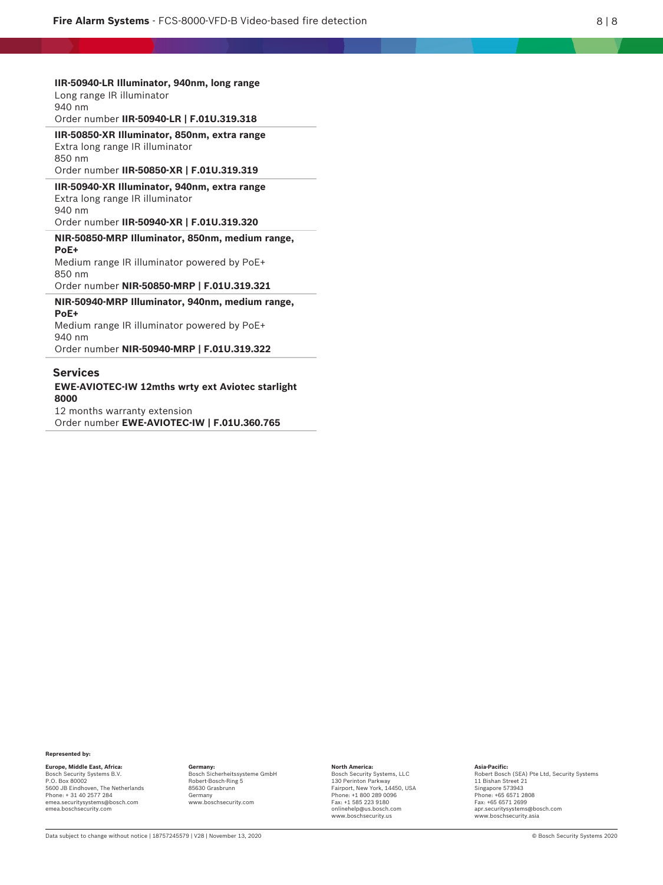**IIR-50940-LR Illuminator, 940nm, long range**
Long range IR illuminator
940 nm
Order number **IIR-50940-LR | F.01U.319.318**

**IIR-50850-XR Illuminator, 850nm, extra range**
Extra long range IR illuminator
850 nm
Order number **IIR-50850-XR | F.01U.319.319**

**IIR-50940-XR Illuminator, 940nm, extra range**
Extra long range IR illuminator
940 nm
Order number **IIR-50940-XR | F.01U.319.320**

**NIR-50850-MRP Illuminator, 850nm, medium range, PoE+**
Medium range IR illuminator powered by PoE+
850 nm
Order number **NIR-50850-MRP | F.01U.319.321**

**NIR-50940-MRP Illuminator, 940nm, medium range, PoE+**
Medium range IR illuminator powered by PoE+
940 nm
Order number **NIR-50940-MRP | F.01U.319.322**

## Services

**EWE-AVIOTEC-IW 12mths wrty ext Aviotec starlight 8000**
12 months warranty extension
Order number **EWE-AVIOTEC-IW | F.01U.360.765**

**Represented by:**

**Europe, Middle East, Africa:**
Bosch Security Systems B.V.
P.O. Box 80002
5600 JB Eindhoven, The Netherlands
Phone: + 31 40 2577 284
emea.securitysystems@bosch.com
emea.boschsecurity.com

**Germany:**
Bosch Sicherheitssysteme GmbH
Robert-Bosch-Ring 5
85630 Grasbrunn
Germany
www.boschsecurity.com

**North America:**
Bosch Security Systems, LLC
130 Perinton Parkway
Fairport, New York, 14450, USA
Phone: +1 800 289 0096
Fax: +1 585 223 9180
onlinehelp@us.bosch.com
www.boschsecurity.us

**Asia-Pacific:**
Robert Bosch (SEA) Pte Ltd, Security Systems
11 Bishan Street 21
Singapore 573943
Phone: +65 6571 2808
Fax: +65 6571 2699
apr.securitysystems@bosch.com
www.boschsecurity.asia

Data subject to change without notice | 18757245579 | V28 | November 13, 2020

© Bosch Security Systems 2020